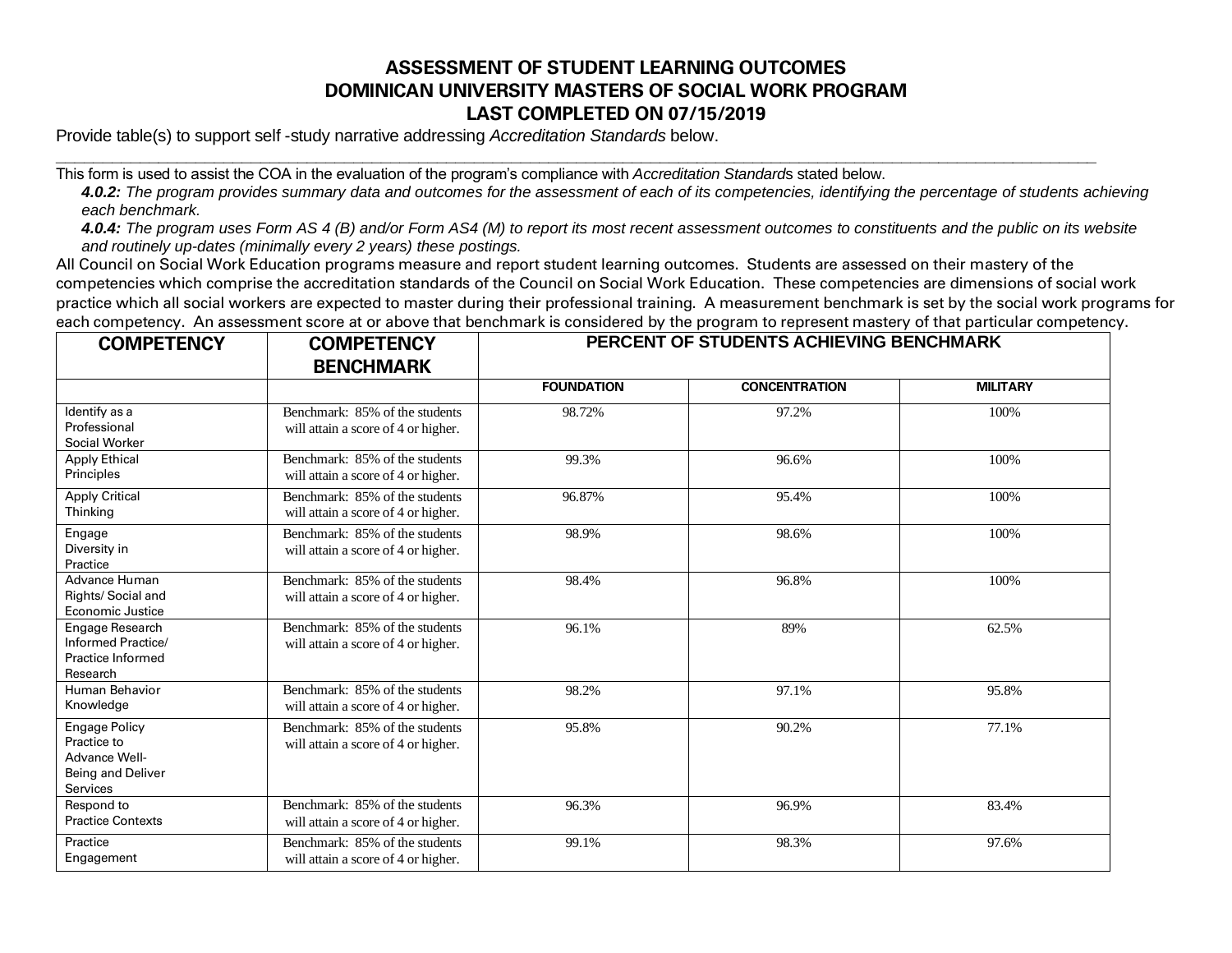# ASSESSMENT OF STUDENT LEARNING OUTCOMES
# DOMINICAN UNIVERSITY MASTERS OF SOCIAL WORK PROGRAM
# LAST COMPLETED ON 07/15/2019

Provide table(s) to support self -study narrative addressing *Accreditation Standards* below.

---

This form is used to assist the COA in the evaluation of the program's compliance with *Accreditation Standards* stated below.

***4.0.2:*** *The program provides summary data and outcomes for the assessment of each of its competencies, identifying the percentage of students achieving each benchmark.*

***4.0.4:*** *The program uses Form AS 4 (B) and/or Form AS4 (M) to report its most recent assessment outcomes to constituents and the public on its website and routinely up-dates (minimally every 2 years) these postings.*

All Council on Social Work Education programs measure and report student learning outcomes. Students are assessed on their mastery of the competencies which comprise the accreditation standards of the Council on Social Work Education. These competencies are dimensions of social work practice which all social workers are expected to master during their professional training. A measurement benchmark is set by the social work programs for each competency. An assessment score at or above that benchmark is considered by the program to represent mastery of that particular competency.

| COMPETENCY | COMPETENCY BENCHMARK | PERCENT OF STUDENTS ACHIEVING BENCHMARK | | |
|---|---|---|---|---|
| | | FOUNDATION | CONCENTRATION | MILITARY |
| Identify as a Professional Social Worker | Benchmark: 85% of the students will attain a score of 4 or higher. | 98.72% | 97.2% | 100% |
| Apply Ethical Principles | Benchmark: 85% of the students will attain a score of 4 or higher. | 99.3% | 96.6% | 100% |
| Apply Critical Thinking | Benchmark: 85% of the students will attain a score of 4 or higher. | 96.87% | 95.4% | 100% |
| Engage Diversity in Practice | Benchmark: 85% of the students will attain a score of 4 or higher. | 98.9% | 98.6% | 100% |
| Advance Human Rights/ Social and Economic Justice | Benchmark: 85% of the students will attain a score of 4 or higher. | 98.4% | 96.8% | 100% |
| Engage Research Informed Practice/ Practice Informed Research | Benchmark: 85% of the students will attain a score of 4 or higher. | 96.1% | 89% | 62.5% |
| Human Behavior Knowledge | Benchmark: 85% of the students will attain a score of 4 or higher. | 98.2% | 97.1% | 95.8% |
| Engage Policy Practice to Advance Well-Being and Deliver Services | Benchmark: 85% of the students will attain a score of 4 or higher. | 95.8% | 90.2% | 77.1% |
| Respond to Practice Contexts | Benchmark: 85% of the students will attain a score of 4 or higher. | 96.3% | 96.9% | 83.4% |
| Practice Engagement | Benchmark: 85% of the students will attain a score of 4 or higher. | 99.1% | 98.3% | 97.6% |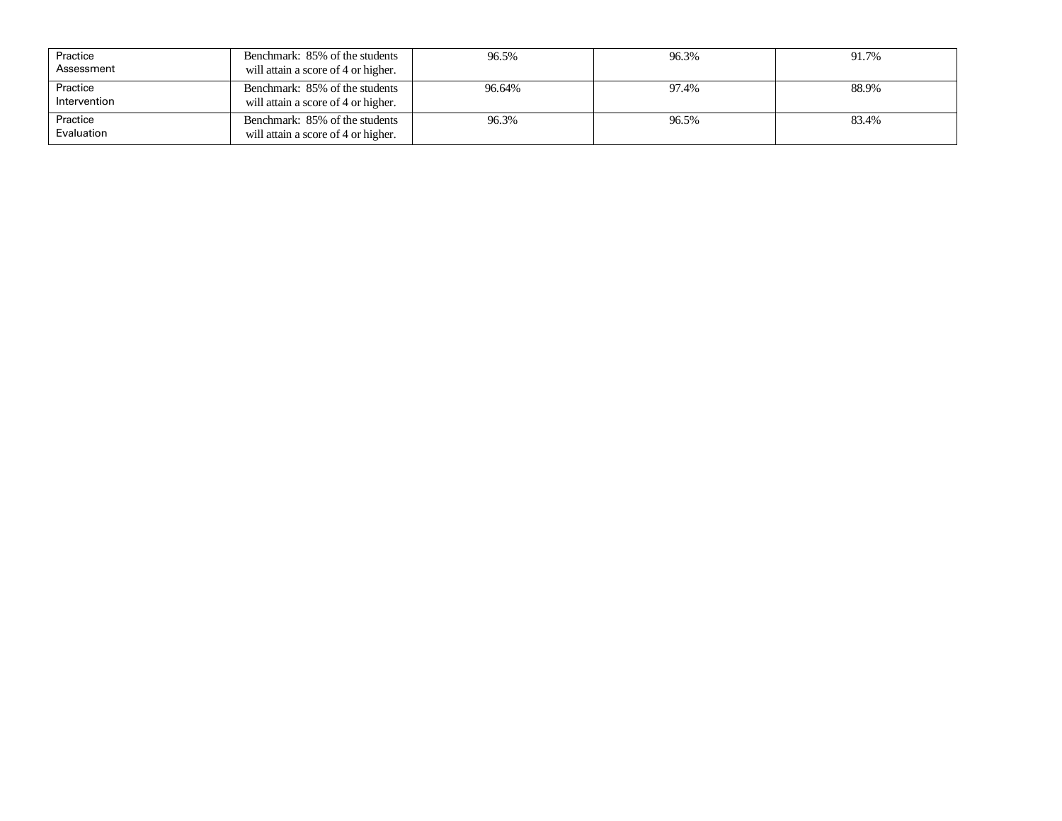| | | | | |
|---|---|---|---|---|
| Practice Assessment | Benchmark: 85% of the students will attain a score of 4 or higher. | 96.5% | 96.3% | 91.7% |
| Practice Intervention | Benchmark: 85% of the students will attain a score of 4 or higher. | 96.64% | 97.4% | 88.9% |
| Practice Evaluation | Benchmark: 85% of the students will attain a score of 4 or higher. | 96.3% | 96.5% | 83.4% |